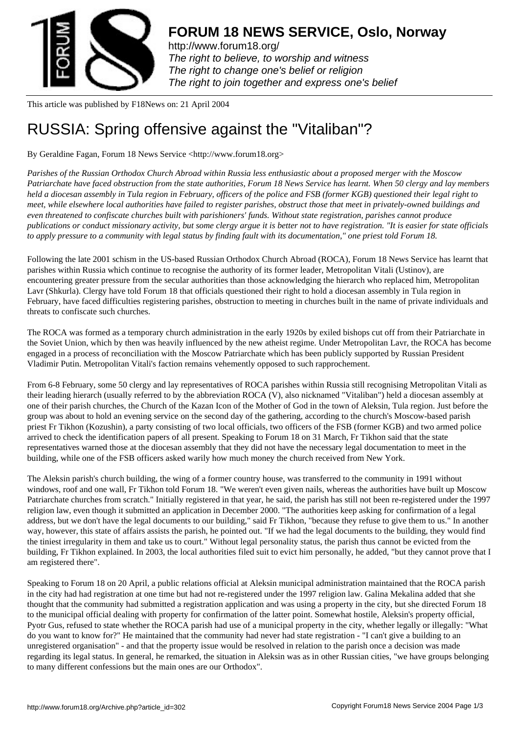This article was published by F18News on: 21 April 2004

# RUSSIA: Spring offensive against the "Vitaliban"?

By Geraldine Fagan, Forum 18 News Service <http://www.forum18.org>

*Parishes of the Russian Orthodox Church Abroad within Russia less enthusiastic about a proposed merger with the Moscow Patriarchate have faced obstruction from the state authorities, Forum 18 News Service has learnt. When 50 clergy and lay members held a diocesan assembly in Tula region in February, officers of the police and FSB (former KGB) questioned their legal right to meet, while elsewhere local authorities have failed to register parishes, obstruct those that meet in privately-owned buildings and even threatened to confiscate churches built with parishioners' funds. Without state registration, parishes cannot produce publications or conduct missionary activity, but some clergy argue it is better not to have registration. "It is easier for state officials to apply pressure to a community with legal status by finding fault with its documentation," one priest told Forum 18.*

Following the late 2001 schism in the US-based Russian Orthodox Church Abroad (ROCA), Forum 18 News Service has learnt that parishes within Russia which continue to recognise the authority of its former leader, Metropolitan Vitali (Ustinov), are encountering greater pressure from the secular authorities than those acknowledging the hierarch who replaced him, Metropolitan Lavr (Shkurla). Clergy have told Forum 18 that officials questioned their right to hold a diocesan assembly in Tula region in February, have faced difficulties registering parishes, obstruction to meeting in churches built in the name of private individuals and threats to confiscate such churches.

The ROCA was formed as a temporary church administration in the early 1920s by exiled bishops cut off from their Patriarchate in the Soviet Union, which by then was heavily influenced by the new atheist regime. Under Metropolitan Lavr, the ROCA has become engaged in a process of reconciliation with the Moscow Patriarchate which has been publicly supported by Russian President Vladimir Putin. Metropolitan Vitali's faction remains vehemently opposed to such rapprochement.

From 6-8 February, some 50 clergy and lay representatives of ROCA parishes within Russia still recognising Metropolitan Vitali as their leading hierarch (usually referred to by the abbreviation ROCA (V), also nicknamed "Vitaliban") held a diocesan assembly at one of their parish churches, the Church of the Kazan Icon of the Mother of God in the town of Aleksin, Tula region. Just before the group was about to hold an evening service on the second day of the gathering, according to the church's Moscow-based parish priest Fr Tikhon (Kozushin), a party consisting of two local officials, two officers of the FSB (former KGB) and two armed police arrived to check the identification papers of all present. Speaking to Forum 18 on 31 March, Fr Tikhon said that the state representatives warned those at the diocesan assembly that they did not have the necessary legal documentation to meet in the building, while one of the FSB officers asked warily how much money the church received from New York.

The Aleksin parish's church building, the wing of a former country house, was transferred to the community in 1991 without windows, roof and one wall, Fr Tikhon told Forum 18. "We weren't even given nails, whereas the authorities have built up Moscow Patriarchate churches from scratch." Initially registered in that year, he said, the parish has still not been re-registered under the 1997 religion law, even though it submitted an application in December 2000. "The authorities keep asking for confirmation of a legal address, but we don't have the legal documents to our building," said Fr Tikhon, "because they refuse to give them to us." In another way, however, this state of affairs assists the parish, he pointed out. "If we had the legal documents to the building, they would find the tiniest irregularity in them and take us to court." Without legal personality status, the parish thus cannot be evicted from the building, Fr Tikhon explained. In 2003, the local authorities filed suit to evict him personally, he added, "but they cannot prove that I am registered there".

Speaking to Forum 18 on 20 April, a public relations official at Aleksin municipal administration maintained that the ROCA parish in the city had had registration at one time but had not re-registered under the 1997 religion law. Galina Mekalina added that she thought that the community had submitted a registration application and was using a property in the city, but she directed Forum 18 to the municipal official dealing with property for confirmation of the latter point. Somewhat hostile, Aleksin's property official, Pyotr Gus, refused to state whether the ROCA parish had use of a municipal property in the city, whether legally or illegally: "What do you want to know for?" He maintained that the community had never had state registration - "I can't give a building to an unregistered organisation" - and that the property issue would be resolved in relation to the parish once a decision was made regarding its legal status. In general, he remarked, the situation in Aleksin was as in other Russian cities, "we have groups belonging to many different confessions but the main ones are our Orthodox".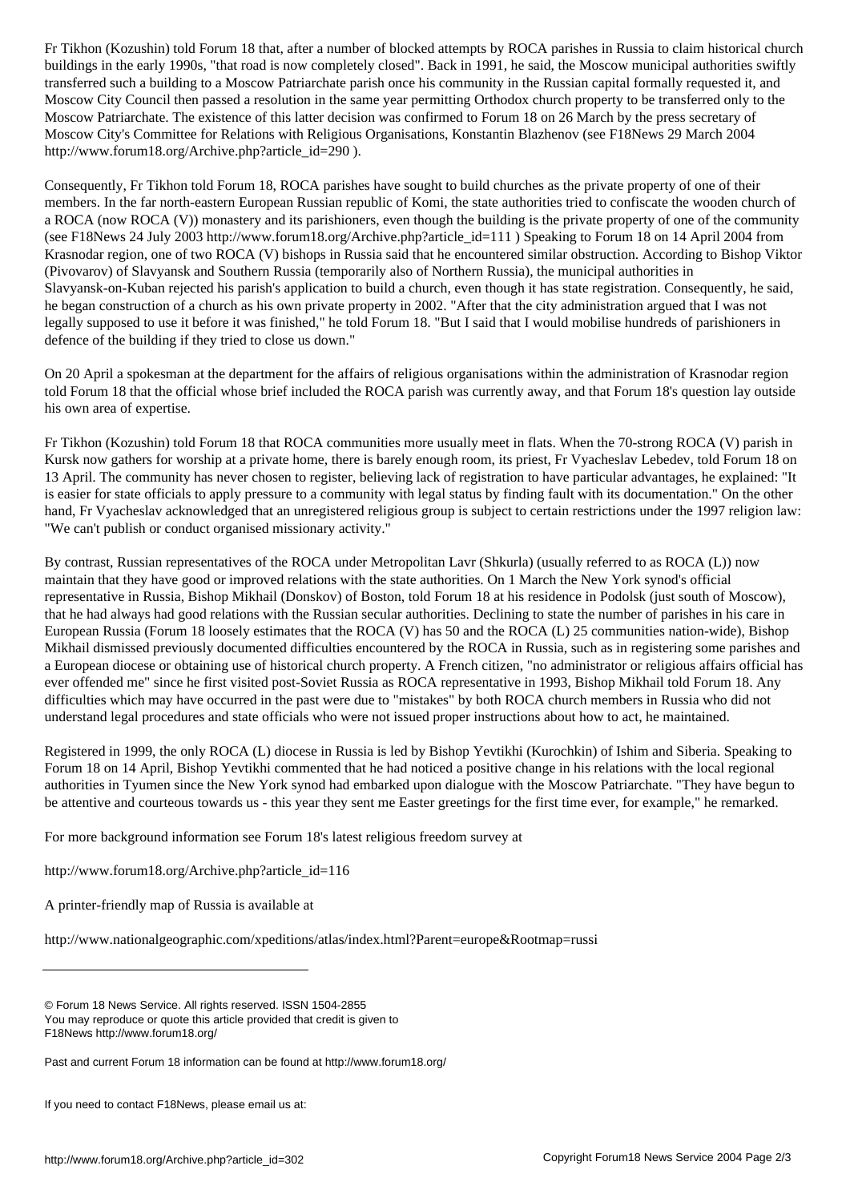Fr Tikhon (Kozushin) told Forum 18 that, after a number of blocked attempts by ROCA parishes in Russia to claim historical church buildings in the early 1990s, "that road is now completely closed". Back in 1991, he said, the Moscow municipal authorities swiftly transferred such a building to a Moscow Patriarchate parish once his community in the Russian capital formally requested it, and Moscow City Council then passed a resolution in the same year permitting Orthodox church property to be transferred only to the Moscow Patriarchate. The existence of this latter decision was confirmed to Forum 18 on 26 March by the press secretary of Moscow City's Committee for Relations with Religious Organisations, Konstantin Blazhenov (see F18News 29 March 2004 http://www.forum18.org/Archive.php?article_id=290 ).

Consequently, Fr Tikhon told Forum 18, ROCA parishes have sought to build churches as the private property of one of their members. In the far north-eastern European Russian republic of Komi, the state authorities tried to confiscate the wooden church of a ROCA (now ROCA (V)) monastery and its parishioners, even though the building is the private property of one of the community (see F18News 24 July 2003 http://www.forum18.org/Archive.php?article_id=111 ) Speaking to Forum 18 on 14 April 2004 from Krasnodar region, one of two ROCA (V) bishops in Russia said that he encountered similar obstruction. According to Bishop Viktor (Pivovarov) of Slavyansk and Southern Russia (temporarily also of Northern Russia), the municipal authorities in Slavyansk-on-Kuban rejected his parish's application to build a church, even though it has state registration. Consequently, he said, he began construction of a church as his own private property in 2002. "After that the city administration argued that I was not legally supposed to use it before it was finished," he told Forum 18. "But I said that I would mobilise hundreds of parishioners in defence of the building if they tried to close us down."

On 20 April a spokesman at the department for the affairs of religious organisations within the administration of Krasnodar region told Forum 18 that the official whose brief included the ROCA parish was currently away, and that Forum 18's question lay outside his own area of expertise.

Fr Tikhon (Kozushin) told Forum 18 that ROCA communities more usually meet in flats. When the 70-strong ROCA (V) parish in Kursk now gathers for worship at a private home, there is barely enough room, its priest, Fr Vyacheslav Lebedev, told Forum 18 on 13 April. The community has never chosen to register, believing lack of registration to have particular advantages, he explained: "It is easier for state officials to apply pressure to a community with legal status by finding fault with its documentation." On the other hand, Fr Vyacheslav acknowledged that an unregistered religious group is subject to certain restrictions under the 1997 religion law: "We can't publish or conduct organised missionary activity."

By contrast, Russian representatives of the ROCA under Metropolitan Lavr (Shkurla) (usually referred to as ROCA (L)) now maintain that they have good or improved relations with the state authorities. On 1 March the New York synod's official representative in Russia, Bishop Mikhail (Donskov) of Boston, told Forum 18 at his residence in Podolsk (just south of Moscow), that he had always had good relations with the Russian secular authorities. Declining to state the number of parishes in his care in European Russia (Forum 18 loosely estimates that the ROCA (V) has 50 and the ROCA (L) 25 communities nation-wide), Bishop Mikhail dismissed previously documented difficulties encountered by the ROCA in Russia, such as in registering some parishes and a European diocese or obtaining use of historical church property. A French citizen, "no administrator or religious affairs official has ever offended me" since he first visited post-Soviet Russia as ROCA representative in 1993, Bishop Mikhail told Forum 18. Any difficulties which may have occurred in the past were due to "mistakes" by both ROCA church members in Russia who did not understand legal procedures and state officials who were not issued proper instructions about how to act, he maintained.

Registered in 1999, the only ROCA (L) diocese in Russia is led by Bishop Yevtikhi (Kurochkin) of Ishim and Siberia. Speaking to Forum 18 on 14 April, Bishop Yevtikhi commented that he had noticed a positive change in his relations with the local regional authorities in Tyumen since the New York synod had embarked upon dialogue with the Moscow Patriarchate. "They have begun to be attentive and courteous towards us - this year they sent me Easter greetings for the first time ever, for example," he remarked.

For more background information see Forum 18's latest religious freedom survey at

http://www.forum18.org/Archive.php?article_id=116

A printer-friendly map of Russia is available at

http://www.nationalgeographic.com/xpeditions/atlas/index.html?Parent=europe&Rootmap=russi

---

© Forum 18 News Service. All rights reserved. ISSN 1504-2855
You may reproduce or quote this article provided that credit is given to F18News http://www.forum18.org/

Past and current Forum 18 information can be found at http://www.forum18.org/

If you need to contact F18News, please email us at: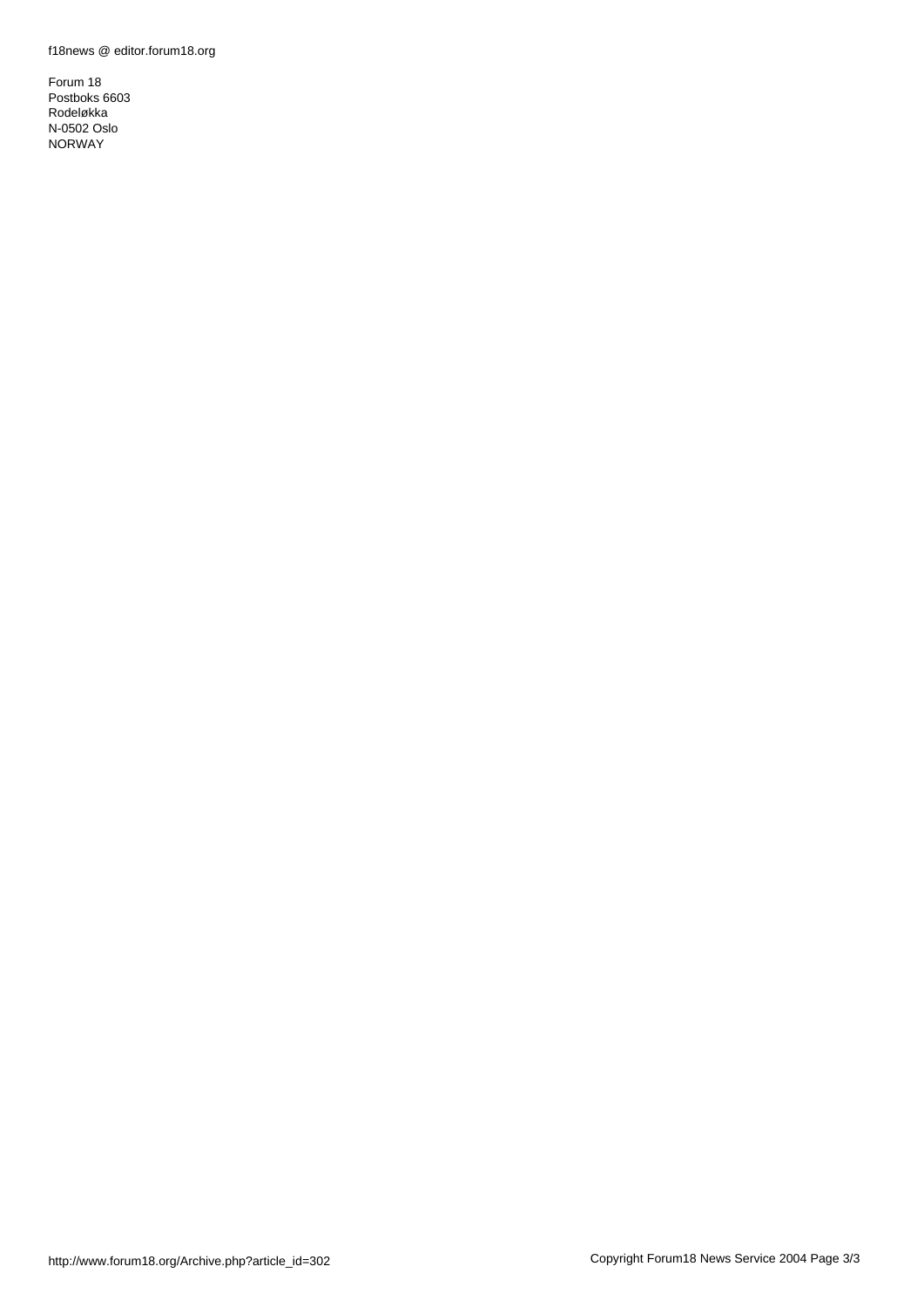f18news @ editor.forum18.org

Forum 18
Postboks 6603
Rodeløkka
N-0502 Oslo
NORWAY